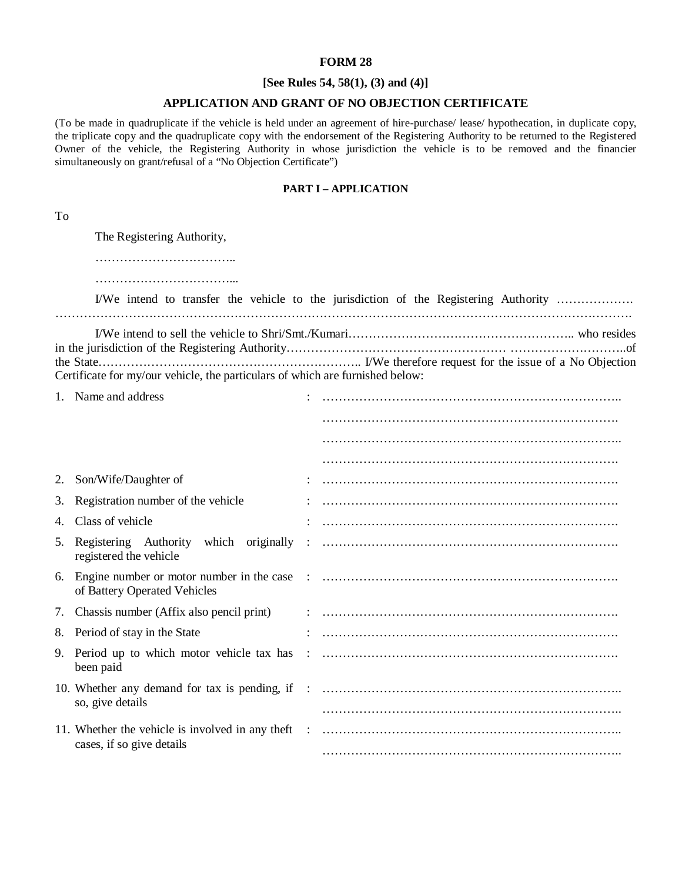# FORM 28

**[See Rules 54, 58(1), (3) and (4)]**

## APPLICATION AND GRANT OF NO OBJECTION CERTIFICATE

(To be made in quadruplicate if the vehicle is held under an agreement of hire-purchase/ lease/ hypothecation, in duplicate copy, the triplicate copy and the quadruplicate copy with the endorsement of the Registering Authority to be returned to the Registered Owner of the vehicle, the Registering Authority in whose jurisdiction the vehicle is to be removed and the financier simultaneously on grant/refusal of a "No Objection Certificate")

### PART I – APPLICATION

To

The Registering Authority,

……………………………..

……………………………...

I/We intend to transfer the vehicle to the jurisdiction of the Registering Authority ………………. ……………………………………………………………………………………………………………………….

I/We intend to sell the vehicle to Shri/Smt./Kumari……………………………………………….. who resides in the jurisdiction of the Registering Authority……………………………………………… ………………………..of the State……………………………………………………….. I/We therefore request for the issue of a No Objection Certificate for my/our vehicle, the particulars of which are furnished below:

1. Name and address : ……………………………………………………………….. ………………………………………………………………. ……………………………………………………………….. ……………………………………………………………….
2. Son/Wife/Daughter of : ……………………………………………………………….
3. Registration number of the vehicle : ……………………………………………………………….
4. Class of vehicle : ……………………………………………………………….
5. Registering Authority which originally registered the vehicle : ……………………………………………………………….
6. Engine number or motor number in the case of Battery Operated Vehicles : ……………………………………………………………….
7. Chassis number (Affix also pencil print) : ……………………………………………………………….
8. Period of stay in the State : ……………………………………………………………….
9. Period up to which motor vehicle tax has been paid : ……………………………………………………………….
10. Whether any demand for tax is pending, if so, give details : ……………………………………………………………….. ………………………………………………………………..
11. Whether the vehicle is involved in any theft cases, if so give details : ……………………………………………………………….. ………………………………………………………………..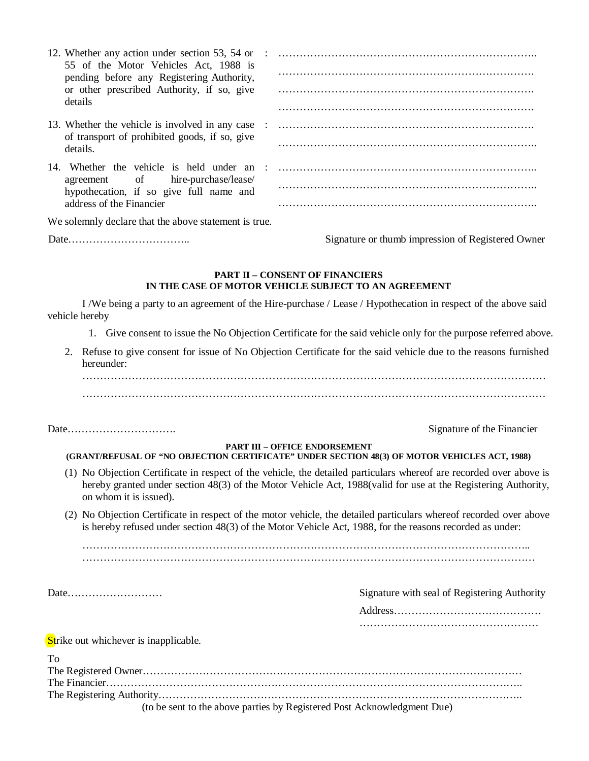12. Whether any action under section 53, 54 or 55 of the Motor Vehicles Act, 1988 is pending before any Registering Authority, or other prescribed Authority, if so, give details : ……………………………………………………………….. ………………………………………………………………. ………………………………………………………………. ……………………………………………………………….

13. Whether the vehicle is involved in any case of transport of prohibited goods, if so, give details. : ………………………………………………………………. ………………………………………………………………..

14. Whether the vehicle is held under an agreement of hire-purchase/lease/ hypothecation, if so give full name and address of the Financier : ……………………………………………………………….. ……………………………………………………………….. ………………………………………………………………..

We solemnly declare that the above statement is true.

Date…………………………….. Signature or thumb impression of Registered Owner

**PART II – CONSENT OF FINANCIERS IN THE CASE OF MOTOR VEHICLE SUBJECT TO AN AGREEMENT**

I /We being a party to an agreement of the Hire-purchase / Lease / Hypothecation in respect of the above said vehicle hereby

1. Give consent to issue the No Objection Certificate for the said vehicle only for the purpose referred above.
2. Refuse to give consent for issue of No Objection Certificate for the said vehicle due to the reasons furnished hereunder:
   ………………………………………………………………………………………………………………
   ………………………………………………………………………………………………………………

Date…………………………. Signature of the Financier

**PART III – OFFICE ENDORSEMENT**
**(GRANT/REFUSAL OF "NO OBJECTION CERTIFICATE" UNDER SECTION 48(3) OF MOTOR VEHICLES ACT, 1988)**

(1) No Objection Certificate in respect of the vehicle, the detailed particulars whereof are recorded over above is hereby granted under section 48(3) of the Motor Vehicle Act, 1988(valid for use at the Registering Authority, on whom it is issued).

(2) No Objection Certificate in respect of the motor vehicle, the detailed particulars whereof recorded over above is hereby refused under section 48(3) of the Motor Vehicle Act, 1988, for the reasons recorded as under:

………………………………………………………………………………………………………………..
………………………………………………………………………………………………………………

Date……………………… Signature with seal of Registering Authority

Address……………………………………
……………………………………………

Strike out whichever is inapplicable.

To
The Registered Owner………………………………………………………………………………………
The Financier……………………………………………………………………………………………..
The Registering Authority………………………………………………………………………………..
(to be sent to the above parties by Registered Post Acknowledgment Due)